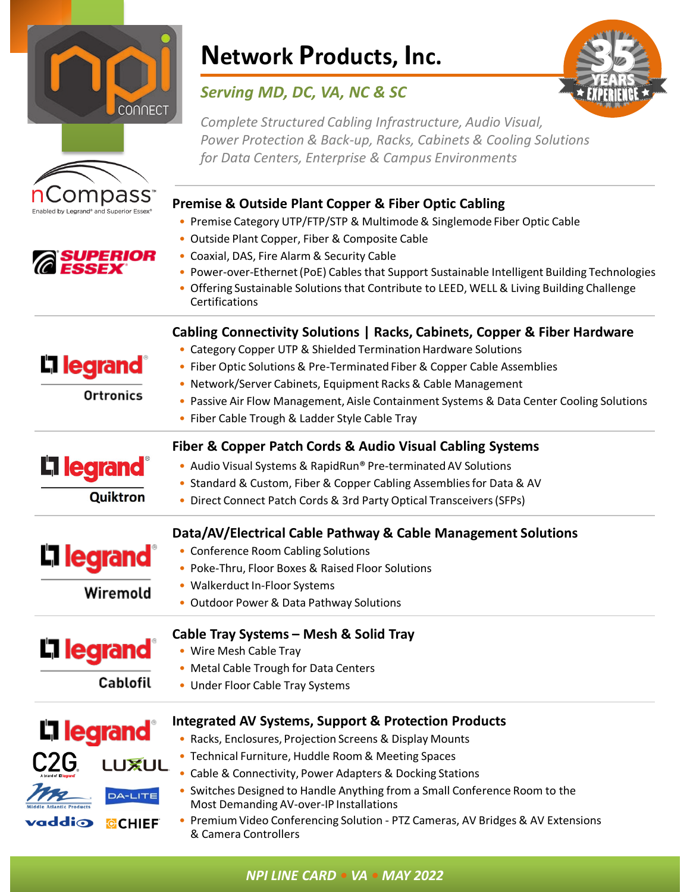# Network Products, Inc.

*Serving MD, DC, VA, NC & SC*

35 YEARS EXPERIENCE

*Complete Structured Cabling Infrastructure, Audio Visual, Power Protection & Back-up, Racks, Cabinets & Cooling Solutions for Data Centers, Enterprise & Campus Environments*

npi CONNECT

nCompass™ Enabled by Legrand® and Superior Essex®

SUPERIOR ESSEX

## Premise & Outside Plant Copper & Fiber Optic Cabling

- Premise Category UTP/FTP/STP & Multimode & Singlemode Fiber Optic Cable
- Outside Plant Copper, Fiber & Composite Cable
- Coaxial, DAS, Fire Alarm & Security Cable
- Power-over-Ethernet (PoE) Cables that Support Sustainable Intelligent Building Technologies
- Offering Sustainable Solutions that Contribute to LEED, WELL & Living Building Challenge Certifications

legrand® Ortronics

## Cabling Connectivity Solutions | Racks, Cabinets, Copper & Fiber Hardware

- Category Copper UTP & Shielded Termination Hardware Solutions
- Fiber Optic Solutions & Pre-Terminated Fiber & Copper Cable Assemblies
- Network/Server Cabinets, Equipment Racks & Cable Management
- Passive Air Flow Management, Aisle Containment Systems & Data Center Cooling Solutions
- Fiber Cable Trough & Ladder Style Cable Tray

legrand® Quiktron

## Fiber & Copper Patch Cords & Audio Visual Cabling Systems

- Audio Visual Systems & RapidRun® Pre-terminated AV Solutions
- Standard & Custom, Fiber & Copper Cabling Assemblies for Data & AV
- Direct Connect Patch Cords & 3rd Party Optical Transceivers (SFPs)

legrand® Wiremold

## Data/AV/Electrical Cable Pathway & Cable Management Solutions

- Conference Room Cabling Solutions
- Poke-Thru, Floor Boxes & Raised Floor Solutions
- Walkerduct In-Floor Systems
- Outdoor Power & Data Pathway Solutions

legrand® Cablofil

## Cable Tray Systems – Mesh & Solid Tray

- Wire Mesh Cable Tray
- Metal Cable Trough for Data Centers
- Under Floor Cable Tray Systems

legrand® C2G LUXUL Middle Atlantic Products DA-LITE vaddio CHIEF

## Integrated AV Systems, Support & Protection Products

- Racks, Enclosures, Projection Screens & Display Mounts
- Technical Furniture, Huddle Room & Meeting Spaces
- Cable & Connectivity, Power Adapters & Docking Stations
- Switches Designed to Handle Anything from a Small Conference Room to the Most Demanding AV-over-IP Installations
- Premium Video Conferencing Solution - PTZ Cameras, AV Bridges & AV Extensions & Camera Controllers

*NPI LINE CARD • VA • MAY 2022*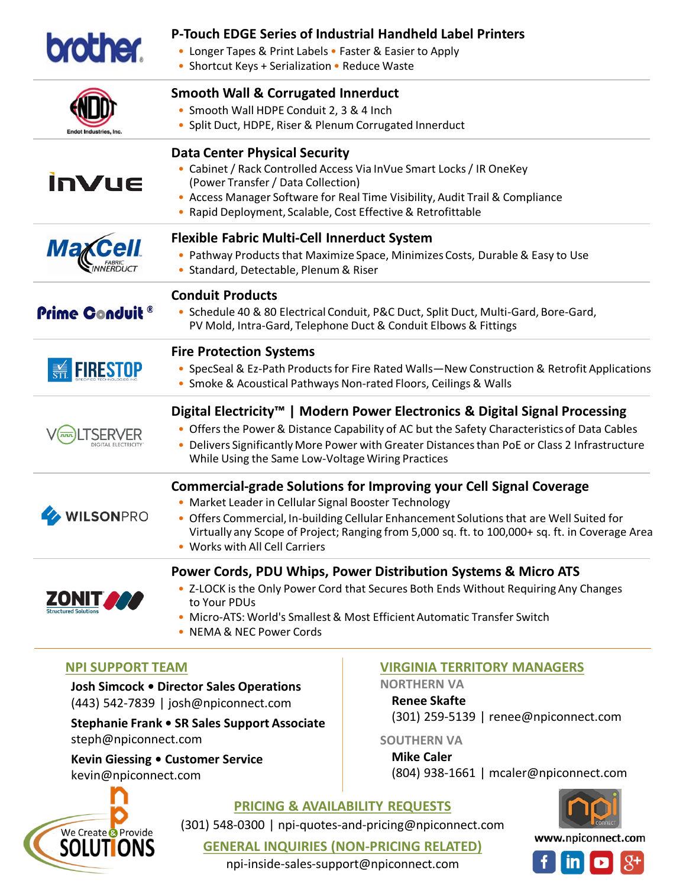**brother**

### P-Touch EDGE Series of Industrial Handheld Label Printers

- Longer Tapes & Print Labels • Faster & Easier to Apply
- Shortcut Keys + Serialization • Reduce Waste

**ENDOT** Endot Industries, Inc.

### Smooth Wall & Corrugated Innerduct

- Smooth Wall HDPE Conduit 2, 3 & 4 Inch
- Split Duct, HDPE, Riser & Plenum Corrugated Innerduct

**InVue**

### Data Center Physical Security

- Cabinet / Rack Controlled Access Via InVue Smart Locks / IR OneKey (Power Transfer / Data Collection)
- Access Manager Software for Real Time Visibility, Audit Trail & Compliance
- Rapid Deployment, Scalable, Cost Effective & Retrofittable

**MaxCell** FABRIC INNERDUCT

### Flexible Fabric Multi-Cell Innerduct System

- Pathway Products that Maximize Space, Minimizes Costs, Durable & Easy to Use
- Standard, Detectable, Plenum & Riser

**Prime Conduit®**

### Conduit Products

- Schedule 40 & 80 Electrical Conduit, P&C Duct, Split Duct, Multi-Gard, Bore-Gard, PV Mold, Intra-Gard, Telephone Duct & Conduit Elbows & Fittings

**STI FIRESTOP**

### Fire Protection Systems

- SpecSeal & Ez-Path Products for Fire Rated Walls—New Construction & Retrofit Applications
- Smoke & Acoustical Pathways Non-rated Floors, Ceilings & Walls

**VOLTSERVER** DIGITAL ELECTRICITY

### Digital Electricity™ | Modern Power Electronics & Digital Signal Processing

- Offers the Power & Distance Capability of AC but the Safety Characteristics of Data Cables
- Delivers Significantly More Power with Greater Distances than PoE or Class 2 Infrastructure While Using the Same Low-Voltage Wiring Practices

**WILSONPRO**

### Commercial-grade Solutions for Improving your Cell Signal Coverage

- Market Leader in Cellular Signal Booster Technology
- Offers Commercial, In-building Cellular Enhancement Solutions that are Well Suited for Virtually any Scope of Project; Ranging from 5,000 sq. ft. to 100,000+ sq. ft. in Coverage Area
- Works with All Cell Carriers

**ZONIT** Structured Solutions

### Power Cords, PDU Whips, Power Distribution Systems & Micro ATS

- Z-LOCK is the Only Power Cord that Secures Both Ends Without Requiring Any Changes to Your PDUs
- Micro-ATS: World's Smallest & Most Efficient Automatic Transfer Switch
- NEMA & NEC Power Cords

## NPI SUPPORT TEAM

**Josh Simcock • Director Sales Operations**
(443) 542-7839 | josh@npiconnect.com

**Stephanie Frank • SR Sales Support Associate**
steph@npiconnect.com

**Kevin Giessing • Customer Service**
kevin@npiconnect.com

## VIRGINIA TERRITORY MANAGERS

NORTHERN VA

**Renee Skafte**
(301) 259-5139 | renee@npiconnect.com

SOUTHERN VA

**Mike Caler**
(804) 938-1661 | mcaler@npiconnect.com

We Create & Provide SOLUTIONS

## PRICING & AVAILABILITY REQUESTS

(301) 548-0300 | npi-quotes-and-pricing@npiconnect.com

## GENERAL INQUIRIES (NON-PRICING RELATED)

npi-inside-sales-support@npiconnect.com

npi connect

www.npiconnect.com